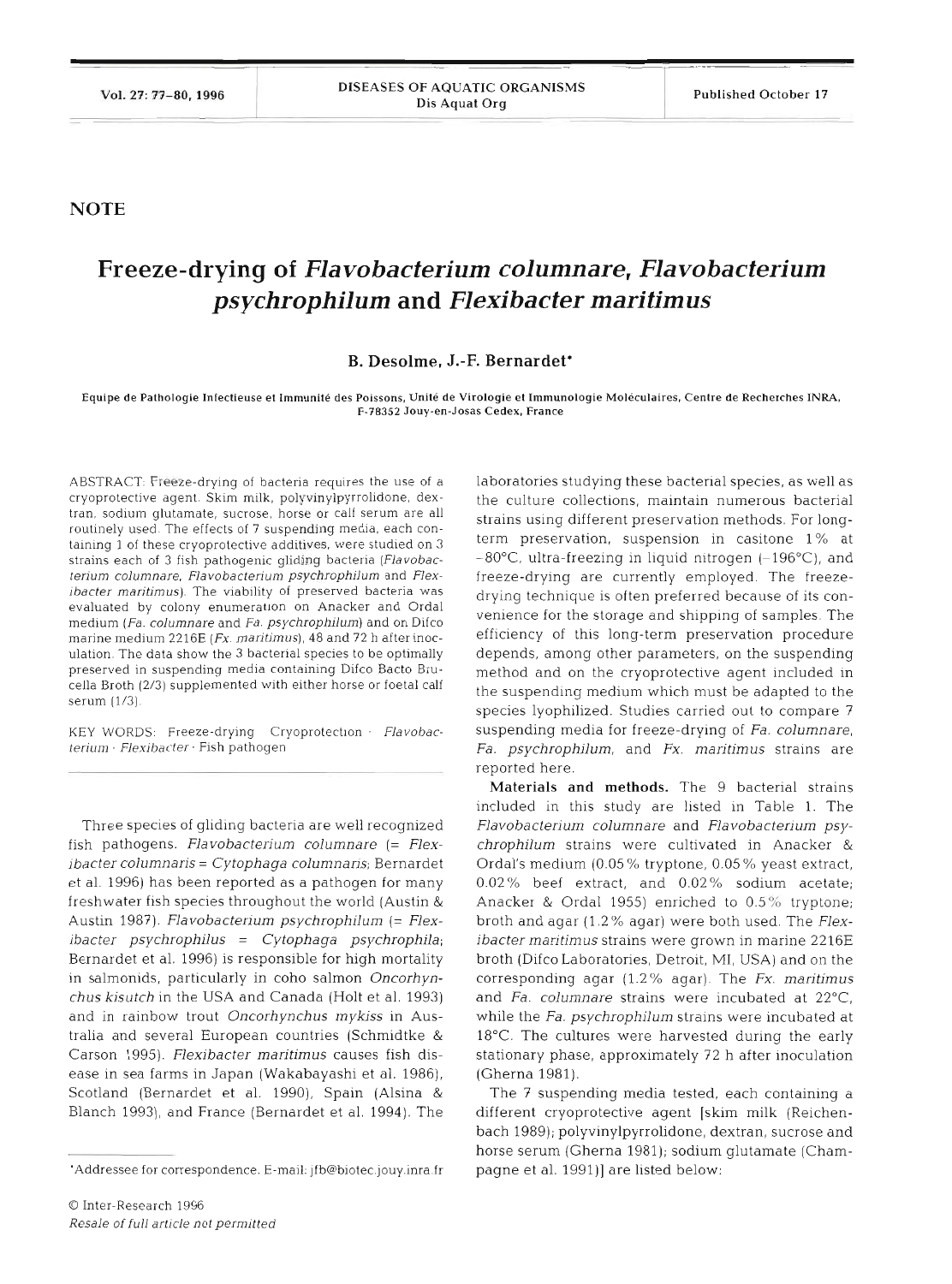NOTE

# Freeze-drying of *Flavobacterium columnare*, *Flavobacterium psychrophilum* and *Flexibacter maritimus*

**B. Desolme, J.-F. Bernardet***

Equipe de Pathologie Infectieuse et Immunité des Poissons, Unité de Virologie et Immunologie Moléculaires, Centre de Recherches INRA, F-78352 Jouy-en-Josas Cedex, France

ABSTRACT: Freeze-drying of bacteria requires the use of a cryoprotective agent. Skim milk, polyvinylpyrrolidone, dextran, sodium glutamate, sucrose, horse or calf serum are all routinely used. The effects of 7 suspending media, each containing 1 of these cryoprotective additives, were studied on 3 strains each of 3 fish pathogenic gliding bacteria (*Flavobacterium columnare*, *Flavobacterium psychrophilum* and *Flexibacter maritimus*). The viability of preserved bacteria was evaluated by colony enumeration on Anacker and Ordal medium (*Fa. columnare* and *Fa. psychrophilum*) and on Difco marine medium 2216E (*Fx. maritimus*), 48 and 72 h after inoculation. The data show the 3 bacterial species to be optimally preserved in suspending media containing Difco Bacto Brucella Broth (2/3) supplemented with either horse or foetal calf serum (1/3).

KEY WORDS: Freeze-drying · Cryoprotection · *Flavobacterium* · *Flexibacter* · Fish pathogen

Three species of gliding bacteria are well recognized fish pathogens. *Flavobacterium columnare* (= *Flexibacter columnaris* = *Cytophaga columnaris*; Bernardet et al. 1996) has been reported as a pathogen for many freshwater fish species throughout the world (Austin & Austin 1987). *Flavobacterium psychrophilum* (= *Flexibacter psychrophilus* = *Cytophaga psychrophila*; Bernardet et al. 1996) is responsible for high mortality in salmonids, particularly in coho salmon *Oncorhynchus kisutch* in the USA and Canada (Holt et al. 1993) and in rainbow trout *Oncorhynchus mykiss* in Australia and several European countries (Schmidtke & Carson 1995). *Flexibacter maritimus* causes fish disease in sea farms in Japan (Wakabayashi et al. 1986), Scotland (Bernardet et al. 1990), Spain (Alsina & Blanch 1993), and France (Bernardet et al. 1994). The laboratories studying these bacterial species, as well as the culture collections, maintain numerous bacterial strains using different preservation methods. For long-term preservation, suspension in casitone 1% at −80°C, ultra-freezing in liquid nitrogen (−196°C), and freeze-drying are currently employed. The freeze-drying technique is often preferred because of its convenience for the storage and shipping of samples. The efficiency of this long-term preservation procedure depends, among other parameters, on the suspending method and on the cryoprotective agent included in the suspending medium which must be adapted to the species lyophilized. Studies carried out to compare 7 suspending media for freeze-drying of *Fa. columnare*, *Fa. psychrophilum*, and *Fx. maritimus* strains are reported here.

**Materials and methods.** The 9 bacterial strains included in this study are listed in Table 1. The *Flavobacterium columnare* and *Flavobacterium psychrophilum* strains were cultivated in Anacker & Ordal's medium (0.05% tryptone, 0.05% yeast extract, 0.02% beef extract, and 0.02% sodium acetate; Anacker & Ordal 1955) enriched to 0.5% tryptone; broth and agar (1.2% agar) were both used. The *Flexibacter maritimus* strains were grown in marine 2216E broth (Difco Laboratories, Detroit, MI, USA) and on the corresponding agar (1.2% agar). The *Fx. maritimus* and *Fa. columnare* strains were incubated at 22°C, while the *Fa. psychrophilum* strains were incubated at 18°C. The cultures were harvested during the early stationary phase, approximately 72 h after inoculation (Gherna 1981).

The 7 suspending media tested, each containing a different cryoprotective agent [skim milk (Reichenbach 1989); polyvinylpyrrolidone, dextran, sucrose and horse serum (Gherna 1981); sodium glutamate (Champagne et al. 1991)] are listed below:

*Addressee for correspondence. E-mail: jfb@biotec.jouy.inra.fr

© Inter-Research 1996
*Resale of full article not permitted*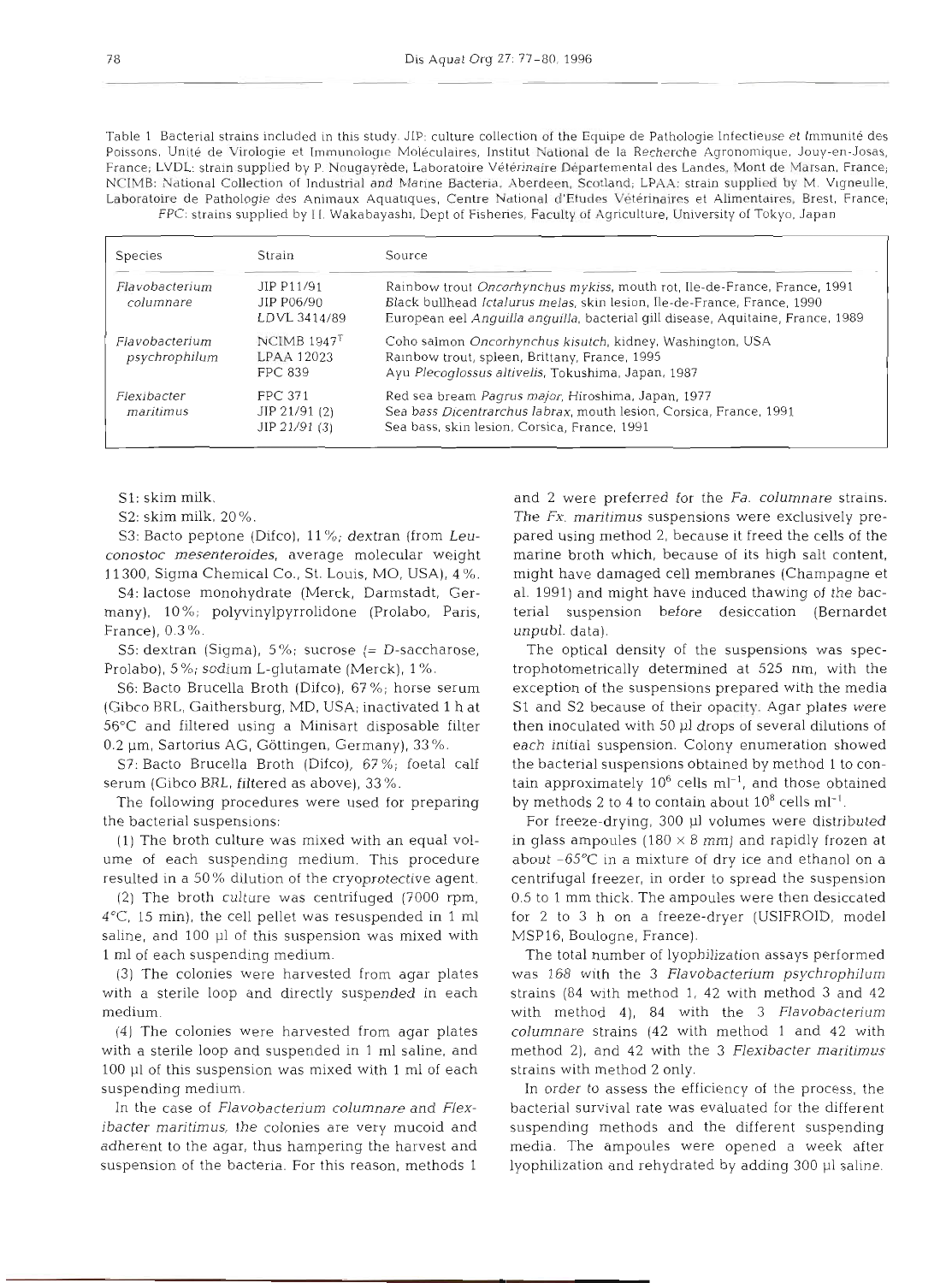Table 1 Bacterial strains included in this study. JIP: culture collection of the Equipe de Pathologie Infectieuse et Immunité des Poissons, Unité de Virologie et Immunologie Moléculaires, Institut National de la Recherche Agronomique, Jouy-en-Josas, France; LVDL: strain supplied by P. Nougayrède, Laboratoire Vétérinaire Départemental des Landes, Mont de Marsan, France; NCIMB: National Collection of Industrial and Marine Bacteria, Aberdeen, Scotland; LPAA: strain supplied by M. Vigneulle, Laboratoire de Pathologie des Animaux Aquatiques, Centre National d'Etudes Vétérinaires et Alimentaires, Brest, France; FPC: strains supplied by H. Wakabayashi, Dept of Fisheries, Faculty of Agriculture, University of Tokyo, Japan

| Species | Strain | Source |
|---|---|---|
| *Flavobacterium columnare* | JIP P11/91 | Rainbow trout *Oncorhynchus mykiss*, mouth rot, Ile-de-France, France, 1991 |
| | JIP P06/90 | Black bullhead *Ictalurus melas*, skin lesion, Ile-de-France, France, 1990 |
| | LDVL 3414/89 | European eel *Anguilla anguilla*, bacterial gill disease, Aquitaine, France, 1989 |
| *Flavobacterium psychrophilum* | NCIMB 1947$^T$ | Coho salmon *Oncorhynchus kisutch*, kidney, Washington, USA |
| | LPAA 12023 | Rainbow trout, spleen, Brittany, France, 1995 |
| | FPC 839 | Ayu *Plecoglossus altivelis*, Tokushima, Japan, 1987 |
| *Flexibacter maritimus* | FPC 371 | Red sea bream *Pagrus major*, Hiroshima, Japan, 1977 |
| | JIP 21/91 (2) | Sea bass *Dicentrarchus labrax*, mouth lesion, Corsica, France, 1991 |
| | JIP 21/91 (3) | Sea bass, skin lesion, Corsica, France, 1991 |

S1: skim milk.

S2: skim milk, 20%.

S3: Bacto peptone (Difco), 11%; dextran (from *Leuconostoc mesenteroides*, average molecular weight 11300, Sigma Chemical Co., St. Louis, MO, USA), 4%.

S4: lactose monohydrate (Merck, Darmstadt, Germany), 10%; polyvinylpyrrolidone (Prolabo, Paris, France), 0.3%.

S5: dextran (Sigma), 5%; sucrose (= D-saccharose, Prolabo), 5%; sodium L-glutamate (Merck), 1%.

S6: Bacto Brucella Broth (Difco), 67%; horse serum (Gibco BRL, Gaithersburg, MD, USA; inactivated 1 h at 56°C and filtered using a Minisart disposable filter 0.2 µm, Sartorius AG, Göttingen, Germany), 33%.

S7: Bacto Brucella Broth (Difco), 67%; foetal calf serum (Gibco BRL, filtered as above), 33%.

The following procedures were used for preparing the bacterial suspensions:

(1) The broth culture was mixed with an equal volume of each suspending medium. This procedure resulted in a 50% dilution of the cryoprotective agent.

(2) The broth culture was centrifuged (7000 rpm, 4°C, 15 min), the cell pellet was resuspended in 1 ml saline, and 100 µl of this suspension was mixed with 1 ml of each suspending medium.

(3) The colonies were harvested from agar plates with a sterile loop and directly suspended in each medium.

(4) The colonies were harvested from agar plates with a sterile loop and suspended in 1 ml saline, and 100 µl of this suspension was mixed with 1 ml of each suspending medium.

In the case of *Flavobacterium columnare* and *Flexibacter maritimus*, the colonies are very mucoid and adherent to the agar, thus hampering the harvest and suspension of the bacteria. For this reason, methods 1 and 2 were preferred for the *Fa. columnare* strains. The *Fx. maritimus* suspensions were exclusively prepared using method 2, because it freed the cells of the marine broth which, because of its high salt content, might have damaged cell membranes (Champagne et al. 1991) and might have induced thawing of the bacterial suspension before desiccation (Bernardet unpubl. data).

The optical density of the suspensions was spectrophotometrically determined at 525 nm, with the exception of the suspensions prepared with the media S1 and S2 because of their opacity. Agar plates were then inoculated with 50 µl drops of several dilutions of each initial suspension. Colony enumeration showed the bacterial suspensions obtained by method 1 to contain approximately $10^6$ cells ml$^{-1}$, and those obtained by methods 2 to 4 to contain about $10^8$ cells ml$^{-1}$.

For freeze-drying, 300 µl volumes were distributed in glass ampoules (180 × 8 mm) and rapidly frozen at about -65°C in a mixture of dry ice and ethanol on a centrifugal freezer, in order to spread the suspension 0.5 to 1 mm thick. The ampoules were then desiccated for 2 to 3 h on a freeze-dryer (USIFROID, model MSP16, Boulogne, France).

The total number of lyophilization assays performed was 168 with the 3 *Flavobacterium psychrophilum* strains (84 with method 1, 42 with method 3 and 42 with method 4), 84 with the 3 *Flavobacterium columnare* strains (42 with method 1 and 42 with method 2), and 42 with the 3 *Flexibacter maritimus* strains with method 2 only.

In order to assess the efficiency of the process, the bacterial survival rate was evaluated for the different suspending methods and the different suspending media. The ampoules were opened a week after lyophilization and rehydrated by adding 300 µl saline.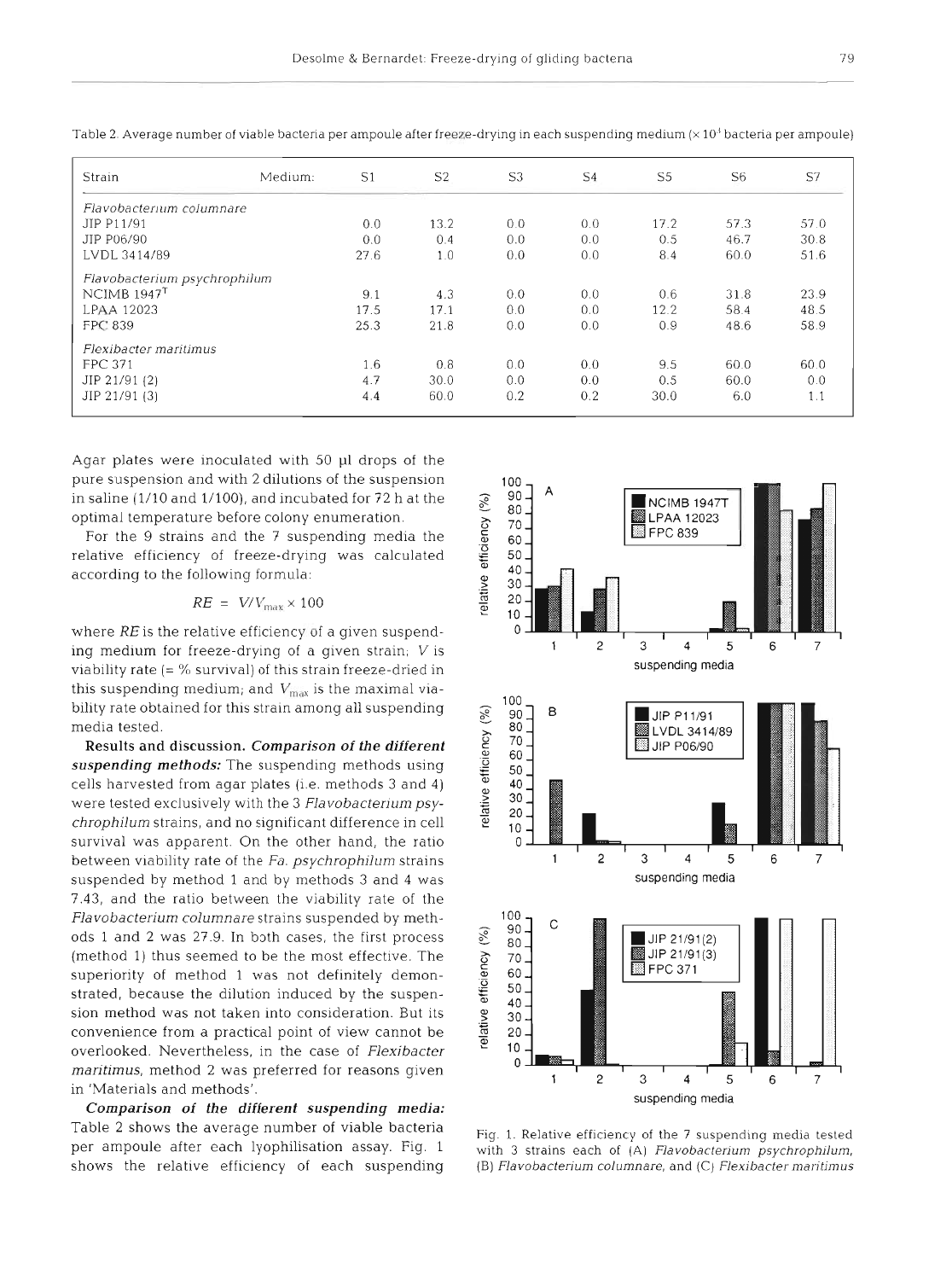Table 2. Average number of viable bacteria per ampoule after freeze-drying in each suspending medium (× $10^4$ bacteria per ampoule)

| Strain | Medium: S1 | S2 | S3 | S4 | S5 | S6 | S7 |
|---|---|---|---|---|---|---|---|
| *Flavobacterium columnare* | | | | | | | |
| JIP P11/91 | 0.0 | 13.2 | 0.0 | 0.0 | 17.2 | 57.3 | 57.0 |
| JIP P06/90 | 0.0 | 0.4 | 0.0 | 0.0 | 0.5 | 46.7 | 30.8 |
| LVDL 3414/89 | 27.6 | 1.0 | 0.0 | 0.0 | 8.4 | 60.0 | 51.6 |
| *Flavobacterium psychrophilum* | | | | | | | |
| NCIMB 1947[T] | 9.1 | 4.3 | 0.0 | 0.0 | 0.6 | 31.8 | 23.9 |
| LPAA 12023 | 17.5 | 17.1 | 0.0 | 0.0 | 12.2 | 58.4 | 48.5 |
| FPC 839 | 25.3 | 21.8 | 0.0 | 0.0 | 0.9 | 48.6 | 58.9 |
| *Flexibacter maritimus* | | | | | | | |
| FPC 371 | 1.6 | 0.8 | 0.0 | 0.0 | 9.5 | 60.0 | 60.0 |
| JIP 21/91 (2) | 4.7 | 30.0 | 0.0 | 0.0 | 0.5 | 60.0 | 0.0 |
| JIP 21/91 (3) | 4.4 | 60.0 | 0.2 | 0.2 | 30.0 | 6.0 | 1.1 |

Agar plates were inoculated with 50 µl drops of the pure suspension and with 2 dilutions of the suspension in saline (1/10 and 1/100), and incubated for 72 h at the optimal temperature before colony enumeration.

For the 9 strains and the 7 suspending media the relative efficiency of freeze-drying was calculated according to the following formula:

$$RE = V/V_{max} \times 100$$

where *RE* is the relative efficiency of a given suspending medium for freeze-drying of a given strain; *V* is viability rate (= % survival) of this strain freeze-dried in this suspending medium; and $V_{max}$ is the maximal viability rate obtained for this strain among all suspending media tested.

**Results and discussion.** ***Comparison of the different suspending methods:*** The suspending methods using cells harvested from agar plates (i.e. methods 3 and 4) were tested exclusively with the 3 *Flavobacterium psychrophilum* strains, and no significant difference in cell survival was apparent. On the other hand, the ratio between viability rate of the *Fa. psychrophilum* strains suspended by method 1 and by methods 3 and 4 was 7.43, and the ratio between the viability rate of the *Flavobacterium columnare* strains suspended by methods 1 and 2 was 27.9. In both cases, the first process (method 1) thus seemed to be the most effective. The superiority of method 1 was not definitely demonstrated, because the dilution induced by the suspension method was not taken into consideration. But its convenience from a practical point of view cannot be overlooked. Nevertheless, in the case of *Flexibacter maritimus*, method 2 was preferred for reasons given in 'Materials and methods'.

***Comparison of the different suspending media:*** Table 2 shows the average number of viable bacteria per ampoule after each lyophilisation assay. Fig. 1 shows the relative efficiency of each suspending

Fig. 1. Relative efficiency of the 7 suspending media tested with 3 strains each of (A) *Flavobacterium psychrophilum*, (B) *Flavobacterium columnare*, and (C) *Flexibacter maritimus*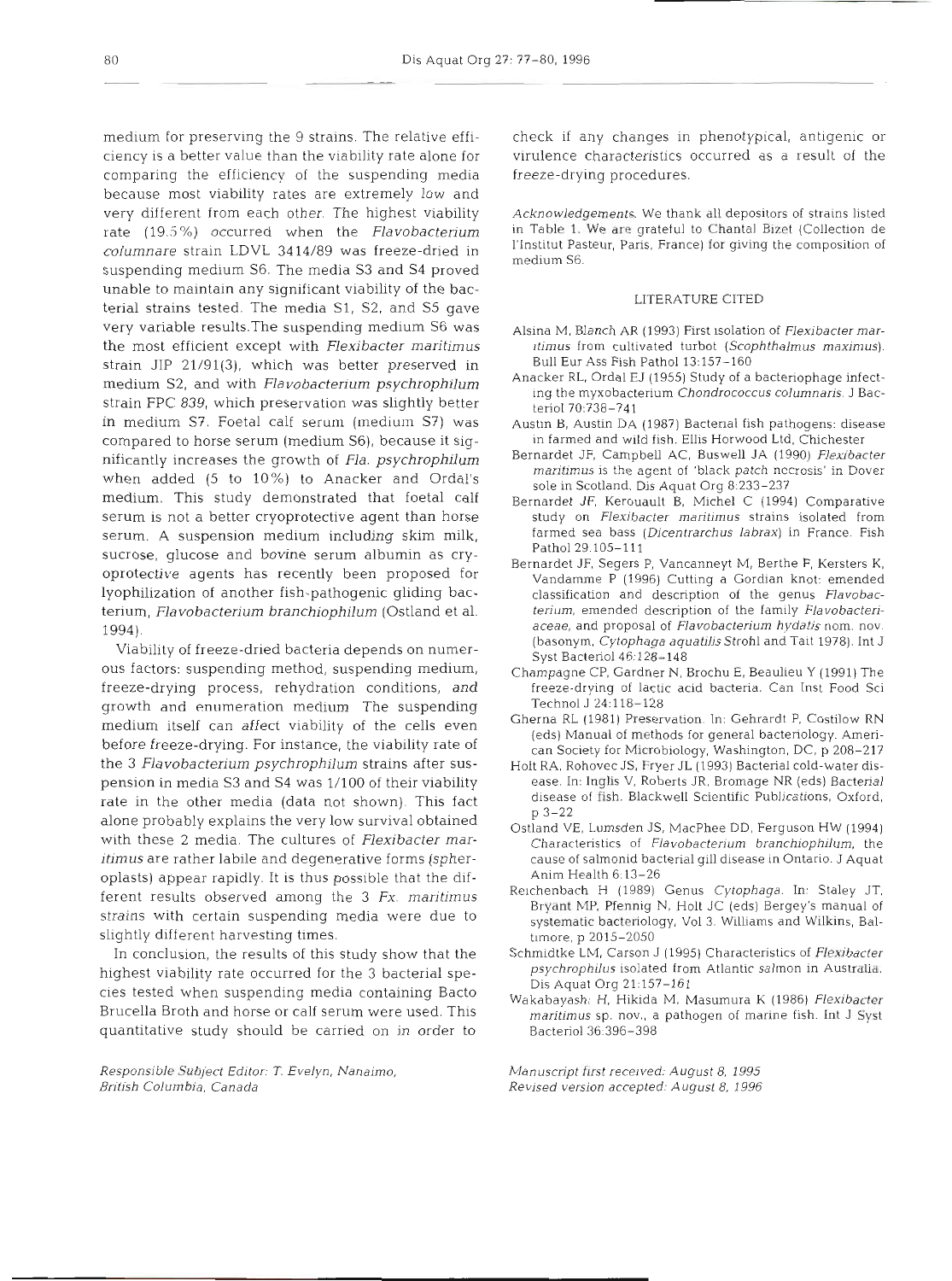medium for preserving the 9 strains. The relative efficiency is a better value than the viability rate alone for comparing the efficiency of the suspending media because most viability rates are extremely low and very different from each other. The highest viability rate (19.5%) occurred when the *Flavobacterium columnare* strain LDVL 3414/89 was freeze-dried in suspending medium S6. The media S3 and S4 proved unable to maintain any significant viability of the bacterial strains tested. The media S1, S2, and S5 gave very variable results. The suspending medium S6 was the most efficient except with *Flexibacter maritimus* strain JIP 21/91(3), which was better preserved in medium S2, and with *Flavobacterium psychrophilum* strain FPC 839, which preservation was slightly better in medium S7. Foetal calf serum (medium S7) was compared to horse serum (medium S6), because it significantly increases the growth of *Fla. psychrophilum* when added (5 to 10%) to Anacker and Ordal's medium. This study demonstrated that foetal calf serum is not a better cryoprotective agent than horse serum. A suspension medium including skim milk, sucrose, glucose and bovine serum albumin as cryoprotective agents has recently been proposed for lyophilization of another fish-pathogenic gliding bacterium, *Flavobacterium branchiophilum* (Ostland et al. 1994).

Viability of freeze-dried bacteria depends on numerous factors: suspending method, suspending medium, freeze-drying process, rehydration conditions, and growth and enumeration medium. The suspending medium itself can affect viability of the cells even before freeze-drying. For instance, the viability rate of the 3 *Flavobacterium psychrophilum* strains after suspension in media S3 and S4 was 1/100 of their viability rate in the other media (data not shown). This fact alone probably explains the very low survival obtained with these 2 media. The cultures of *Flexibacter maritimus* are rather labile and degenerative forms (spheroplasts) appear rapidly. It is thus possible that the different results observed among the 3 *Fx. maritimus* strains with certain suspending media were due to slightly different harvesting times.

In conclusion, the results of this study show that the highest viability rate occurred for the 3 bacterial species tested when suspending media containing Bacto Brucella Broth and horse or calf serum were used. This quantitative study should be carried on in order to check if any changes in phenotypical, antigenic or virulence characteristics occurred as a result of the freeze-drying procedures.

*Acknowledgements.* We thank all depositors of strains listed in Table 1. We are grateful to Chantal Bizet (Collection de l'Institut Pasteur, Paris, France) for giving the composition of medium S6.

## LITERATURE CITED

Alsina M, Blanch AR (1993) First isolation of *Flexibacter maritimus* from cultivated turbot (*Scophthalmus maximus*). Bull Eur Ass Fish Pathol 13:157–160

Anacker RL, Ordal EJ (1955) Study of a bacteriophage infecting the myxobacterium *Chondrococcus columnaris*. J Bacteriol 70:738–741

Austin B, Austin DA (1987) Bacterial fish pathogens: disease in farmed and wild fish. Ellis Horwood Ltd, Chichester

Bernardet JF, Campbell AC, Buswell JA (1990) *Flexibacter maritimus* is the agent of 'black patch necrosis' in Dover sole in Scotland. Dis Aquat Org 8:233–237

Bernardet JF, Kerouault B, Michel C (1994) Comparative study on *Flexibacter maritimus* strains isolated from farmed sea bass (*Dicentrarchus labrax*) in France. Fish Pathol 29:105–111

Bernardet JF, Segers P, Vancanneyt M, Berthe F, Kersters K, Vandamme P (1996) Cutting a Gordian knot: emended classification and description of the genus *Flavobacterium*, emended description of the family *Flavobacteriaceae*, and proposal of *Flavobacterium hydatis* nom. nov. (basonym, *Cytophaga aquatilis* Strohl and Tait 1978). Int J Syst Bacteriol 46:128–148

Champagne CP, Gardner N, Brochu E, Beaulieu Y (1991) The freeze-drying of lactic acid bacteria. Can Inst Food Sci Technol J 24:118–128

Gherna RL (1981) Preservation. In: Gehrardt P, Costilow RN (eds) Manual of methods for general bacteriology. American Society for Microbiology, Washington, DC, p 208–217

Holt RA, Rohovec JS, Fryer JL (1993) Bacterial cold-water disease. In: Inglis V, Roberts JR, Bromage NR (eds) Bacterial disease of fish. Blackwell Scientific Publications, Oxford, p 3–22

Ostland VE, Lumsden JS, MacPhee DD, Ferguson HW (1994) Characteristics of *Flavobacterium branchiophilum*, the cause of salmonid bacterial gill disease in Ontario. J Aquat Anim Health 6:13–26

Reichenbach H (1989) Genus *Cytophaga*. In: Staley JT, Bryant MP, Pfennig N, Holt JC (eds) Bergey's manual of systematic bacteriology, Vol 3. Williams and Wilkins, Baltimore, p 2015–2050

Schmidtke LM, Carson J (1995) Characteristics of *Flexibacter psychrophilus* isolated from Atlantic salmon in Australia. Dis Aquat Org 21:157–161

Wakabayashi H, Hikida M, Masumura K (1986) *Flexibacter maritimus* sp. nov., a pathogen of marine fish. Int J Syst Bacteriol 36:396–398

*Responsible Subject Editor: T. Evelyn, Nanaimo, British Columbia, Canada*

*Manuscript first received: August 8, 1995*
*Revised version accepted: August 8, 1996*